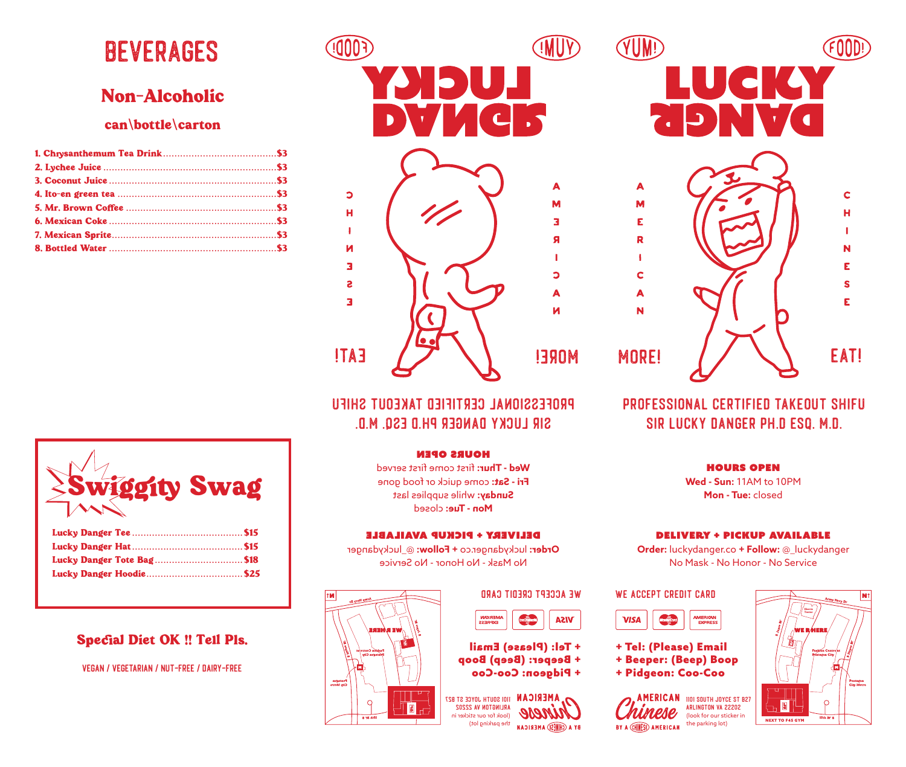# BEVERAGES

## Non-Alcoholic

### can\bottle\carton

1. Chrysanthemum Tea Drink........................................$3
2. Lychee Juice........................................$3
3. Coconut Juice........................................$3
4. Ito-en green tea........................................$3
5. Mr. Brown Coffee........................................$3
6. Mexican Coke........................................$3
7. Mexican Sprite........................................$3
8. Bottled Water........................................$3

## Swiggity Swag

- Lucky Danger Tee........................................$15
- Lucky Danger Hat........................................$15
- Lucky Danger Tote Bag........................................$18
- Lucky Danger Hoodie........................................$25

### Special Diet OK !! Tell Pls.

VEGAN / VEGETARIAN / NUT-FREE / DAIRY-FREE

YUM! FOOD!

# LUCKY DANGER

AMERICAN CHINESE

MORE! EAT!

PROFESSIONAL CERTIFIED TAKEOUT SHIFU
SIR LUCKY DANGER PH.D ESQ. M.D.

### HOURS OPEN

**Wed - Sun:** 11AM to 10PM
**Mon - Tue:** closed

### DELIVERY + PICKUP AVAILABLE

**Order:** luckydanger.co **+ Follow:** @_luckydanger
No Mask - No Honor - No Service

WE ACCEPT CREDIT CARD

VISA / MasterCard / AMERICAN EXPRESS

**+ Tel: (Please) Email**
**+ Beeper: (Beep) Boop**
**+ Pidgeon: Coo-Coo**

AMERICAN Chinese BY A CHINESE AMERICAN

1101 SOUTH JOYCE ST B27
ARLINGTON VA 22202
(look for our sticker in the parking lot)

Army Navy Dr
WE R HERE
Fashion Centre at Pentagon City
Pentagon City Metro
S Joyce St
S Hayes St
15th St S
NEXT TO F45 GYM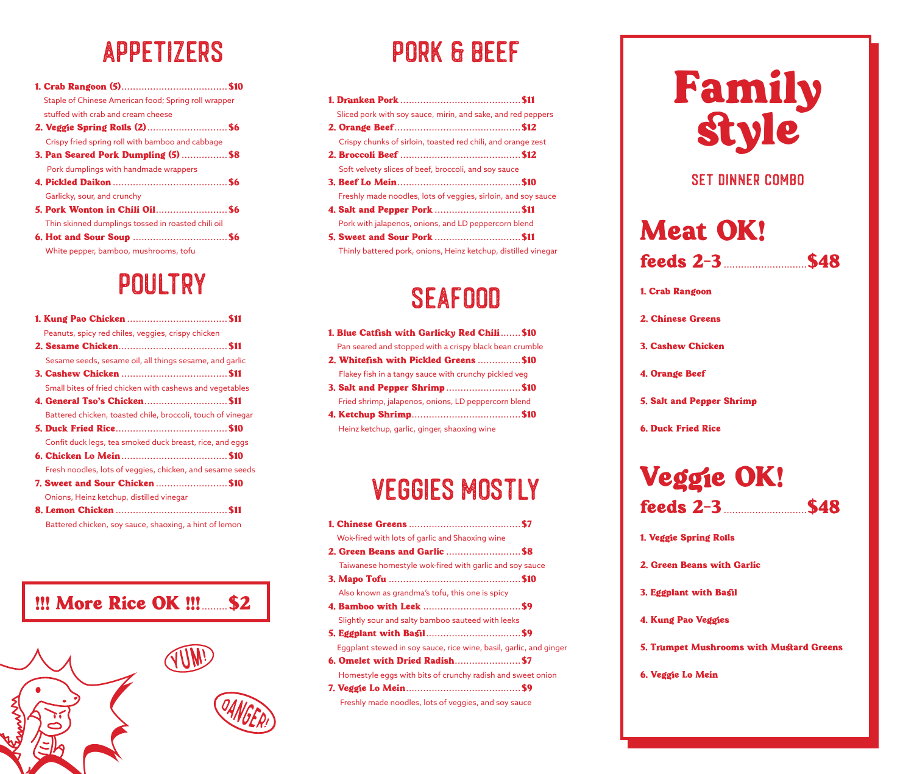# APPETIZERS

**1. Crab Rangoon (5)**..................................... **$10**
Staple of Chinese American food; Spring roll wrapper stuffed with crab and cream cheese

**2. Veggie Spring Rolls (2)**............................ **$6**
Crispy fried spring roll with bamboo and cabbage

**3. Pan Seared Pork Dumpling (5)** ................ **$8**
Pork dumplings with handmade wrappers

**4. Pickled Daikon**........................................ **$6**
Garlicky, sour, and crunchy

**5. Pork Wonton in Chili Oil**......................... **$6**
Thin skinned dumplings tossed in roasted chili oil

**6. Hot and Sour Soup** ................................. **$6**
White pepper, bamboo, mushrooms, tofu

# POULTRY

**1. Kung Pao Chicken** ................................... **$11**
Peanuts, spicy red chiles, veggies, crispy chicken

**2. Sesame Chicken**...................................... **$11**
Sesame seeds, sesame oil, all things sesame, and garlic

**3. Cashew Chicken** ..................................... **$11**
Small bites of fried chicken with cashews and vegetables

**4. General Tso's Chicken**............................. **$11**
Battered chicken, toasted chile, broccoli, touch of vinegar

**5. Duck Fried Rice**....................................... **$10**
Confit duck legs, tea smoked duck breast, rice, and eggs

**6. Chicken Lo Mein**..................................... **$10**
Fresh noodles, lots of veggies, chicken, and sesame seeds

**7. Sweet and Sour Chicken** ......................... **$10**
Onions, Heinz ketchup, distilled vinegar

**8. Lemon Chicken** ....................................... **$11**
Battered chicken, soy sauce, shaoxing, a hint of lemon

**!!! More Rice OK !!!**......... **$2**

# PORK & BEEF

**1. Drunken Pork** .......................................... **$11**
Sliced pork with soy sauce, mirin, and sake, and red peppers

**2. Orange Beef**............................................ **$12**
Crispy chunks of sirloin, toasted red chili, and orange zest

**2. Broccoli Beef** .......................................... **$12**
Soft velvety slices of beef, broccoli, and soy sauce

**3. Beef Lo Mein**........................................... **$10**
Freshly made noodles, lots of veggies, sirloin, and soy sauce

**4. Salt and Pepper Pork** .............................. **$11**
Pork with jalapenos, onions, and LD peppercorn blend

**5. Sweet and Sour Pork** .............................. **$11**
Thinly battered pork, onions, Heinz ketchup, distilled vinegar

# SEAFOOD

**1. Blue Catfish with Garlicky Red Chili**....... **$10**
Pan seared and stopped with a crispy black bean crumble

**2. Whitefish with Pickled Greens** ............... **$10**
Flakey fish in a tangy sauce with crunchy pickled veg

**3. Salt and Pepper Shrimp**.......................... **$10**
Fried shrimp, jalapenos, onions, LD peppercorn blend

**4. Ketchup Shrimp**...................................... **$10**
Heinz ketchup, garlic, ginger, shaoxing wine

# VEGGIES MOSTLY

**1. Chinese Greens** ....................................... **$7**
Wok-fired with lots of garlic and Shaoxing wine

**2. Green Beans and Garlic** .......................... **$8**
Taiwanese homestyle wok-fired with garlic and soy sauce

**3. Mapo Tofu** .............................................. **$10**
Also known as grandma's tofu, this one is spicy

**4. Bamboo with Leek** ................................. **$9**
Slightly sour and salty bamboo sauteed with leeks

**5. Eggplant with Basil**................................. **$9**
Eggplant stewed in soy sauce, rice wine, basil, garlic, and ginger

**6. Omelet with Dried Radish**....................... **$7**
Homestyle eggs with bits of crunchy radish and sweet onion

**7. Veggie Lo Mein**........................................ **$9**
Freshly made noodles, lots of veggies, and soy sauce

# Family Style

## SET DINNER COMBO

## Meat OK!

**feeds 2-3**............................ **$48**

1. Crab Rangoon
2. Chinese Greens
3. Cashew Chicken
4. Orange Beef
5. Salt and Pepper Shrimp
6. Duck Fried Rice

## Veggie OK!

**feeds 2-3**............................ **$48**

1. Veggie Spring Rolls
2. Green Beans with Garlic
3. Eggplant with Basil
4. Kung Pao Veggies
5. Trumpet Mushrooms with Mustard Greens
6. Veggie Lo Mein

YUM!

DANGER!